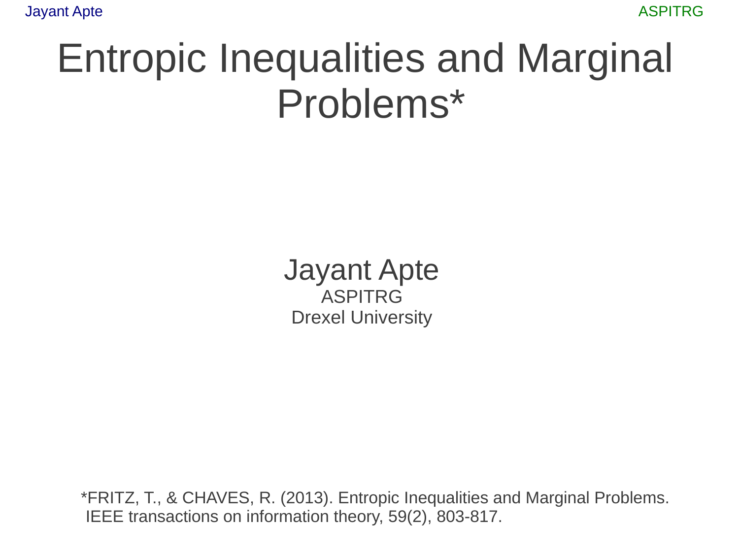# Entropic Inequalities and Marginal Problems*

Jayant Apte

ASPITRG

Drexel University

*FRITZ, T., & CHAVES, R. (2013). Entropic Inequalities and Marginal Problems. IEEE transactions on information theory, 59(2), 803-817.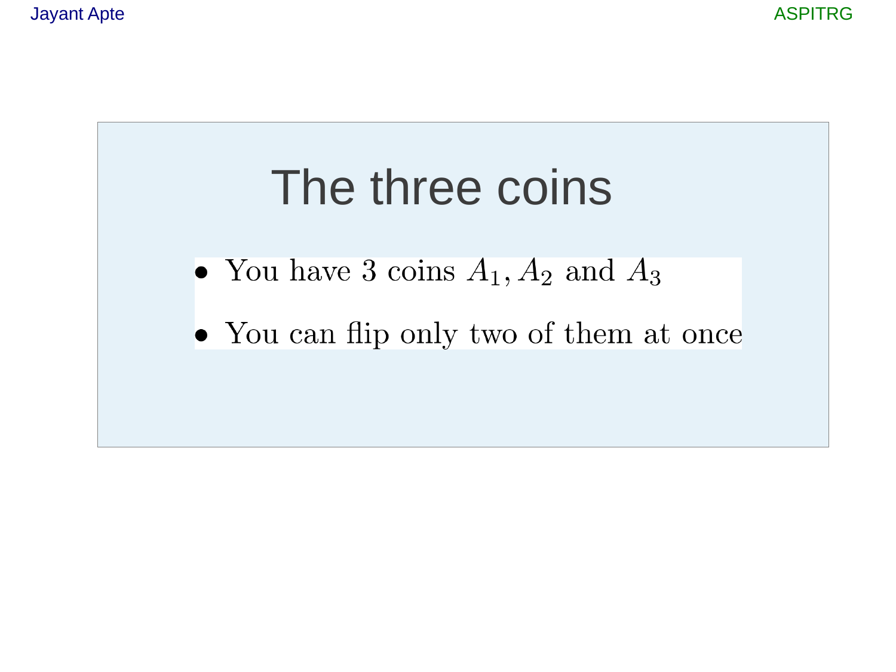# The three coins

- You have 3 coins $A_1, A_2$ and $A_3$
- You can flip only two of them at once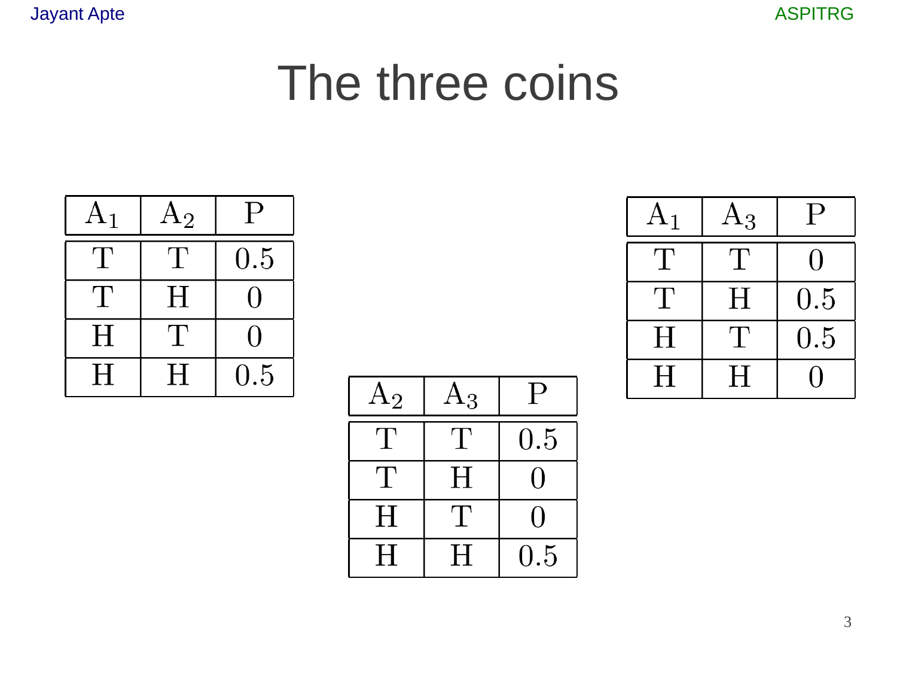# The three coins

| $A_1$ | $A_2$ | P |
|---|---|---|
| T | T | 0.5 |
| T | H | 0 |
| H | T | 0 |
| H | H | 0.5 |

| $A_2$ | $A_3$ | P |
|---|---|---|
| T | T | 0.5 |
| T | H | 0 |
| H | T | 0 |
| H | H | 0.5 |

| $A_1$ | $A_3$ | P |
|---|---|---|
| T | T | 0 |
| T | H | 0.5 |
| H | T | 0.5 |
| H | H | 0 |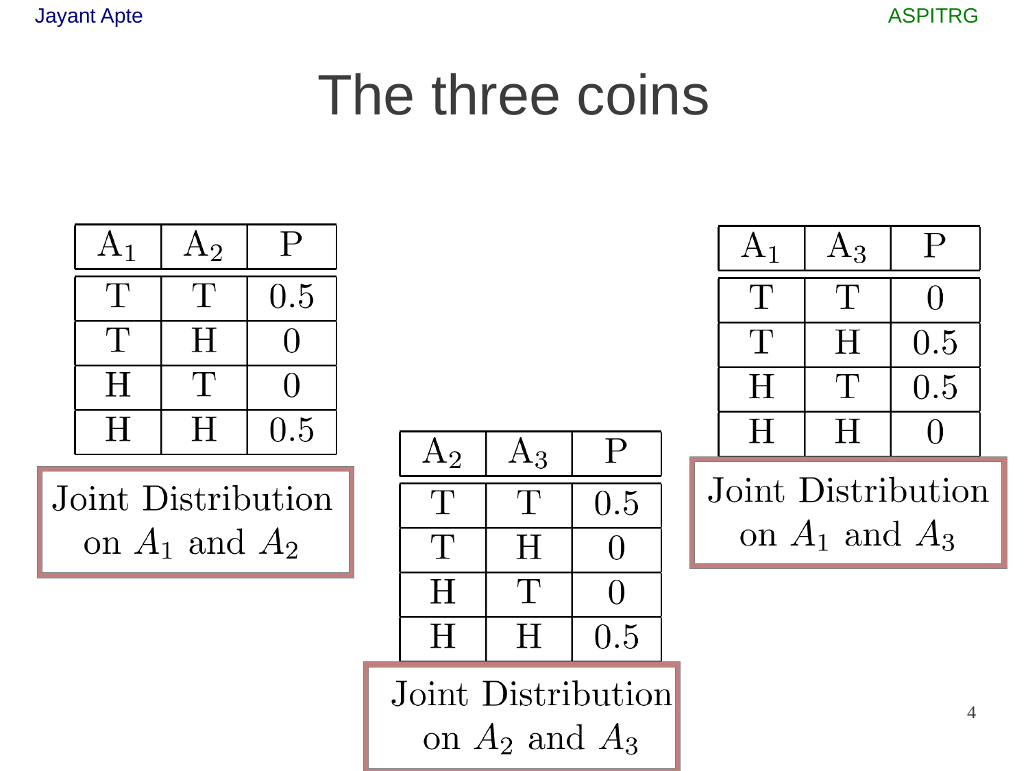# The three coins

| $A_1$ | $A_2$ | P |
|---|---|---|
| T | T | 0.5 |
| T | H | 0 |
| H | T | 0 |
| H | H | 0.5 |

Joint Distribution on $A_1$ and $A_2$

| $A_2$ | $A_3$ | P |
|---|---|---|
| T | T | 0.5 |
| T | H | 0 |
| H | T | 0 |
| H | H | 0.5 |

Joint Distribution on $A_2$ and $A_3$

| $A_1$ | $A_3$ | P |
|---|---|---|
| T | T | 0 |
| T | H | 0.5 |
| H | T | 0.5 |
| H | H | 0 |

Joint Distribution on $A_1$ and $A_3$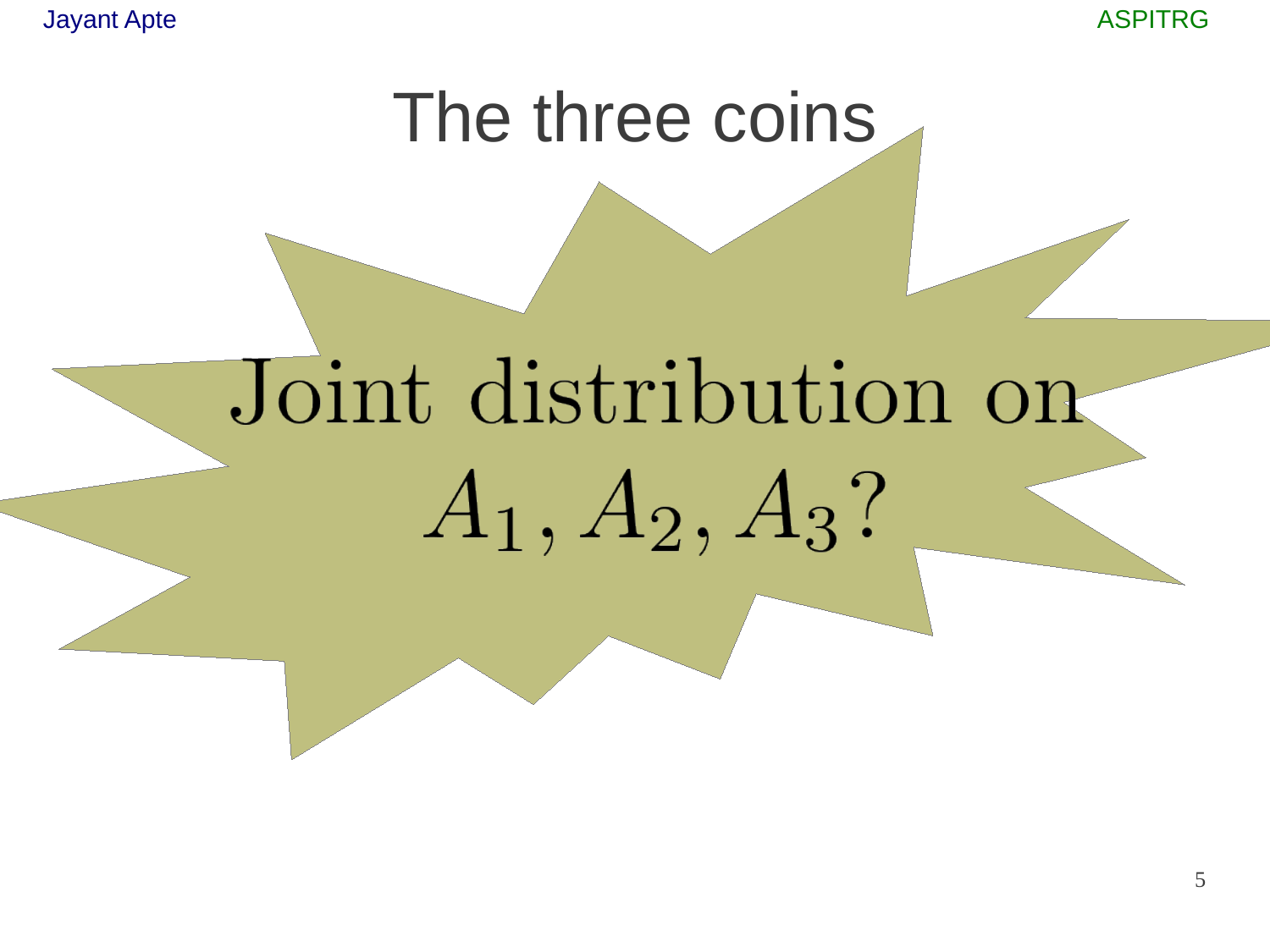# The three coins

Joint distribution on $A_1, A_2, A_3$?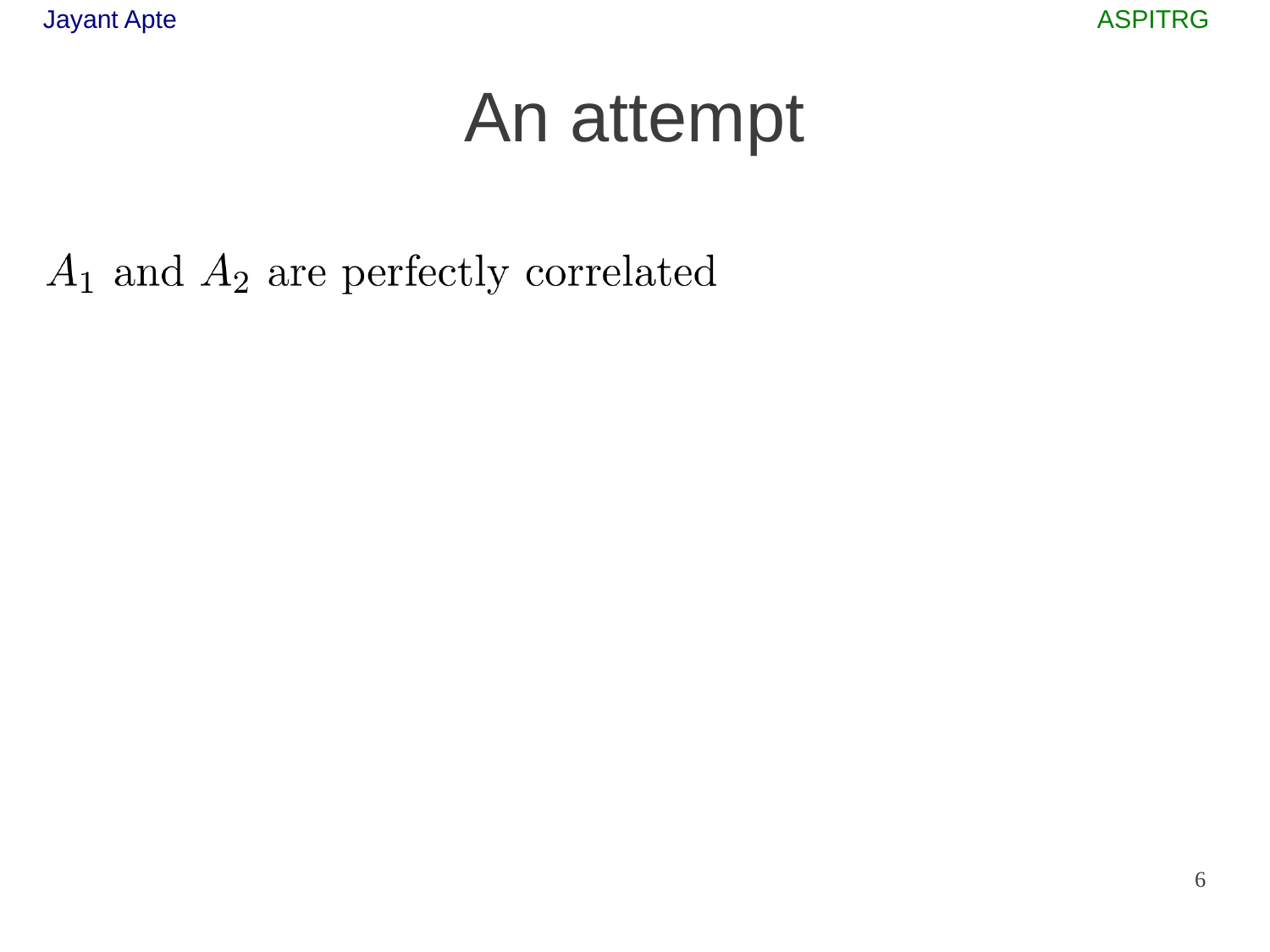# An attempt

$A_1$ and $A_2$ are perfectly correlated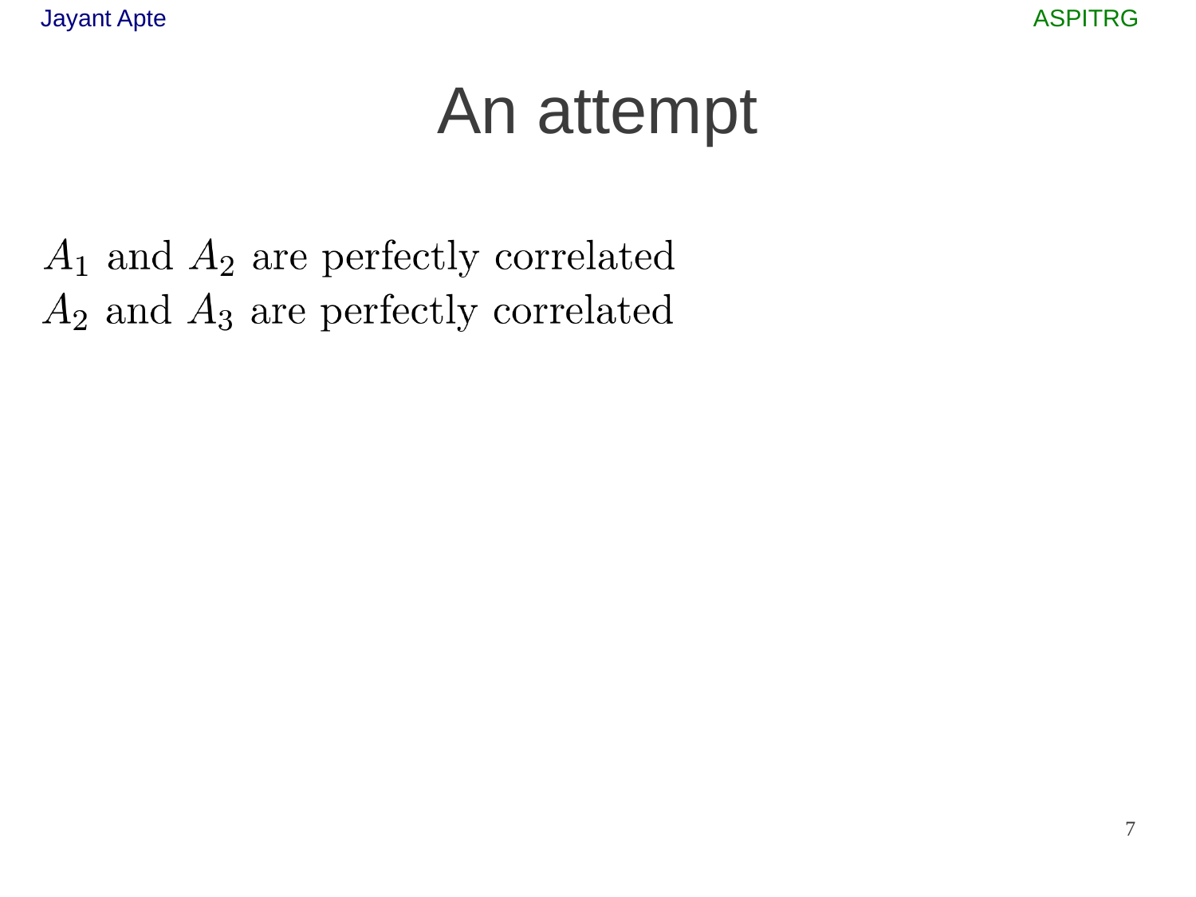# An attempt

$A_1$ and $A_2$ are perfectly correlated
$A_2$ and $A_3$ are perfectly correlated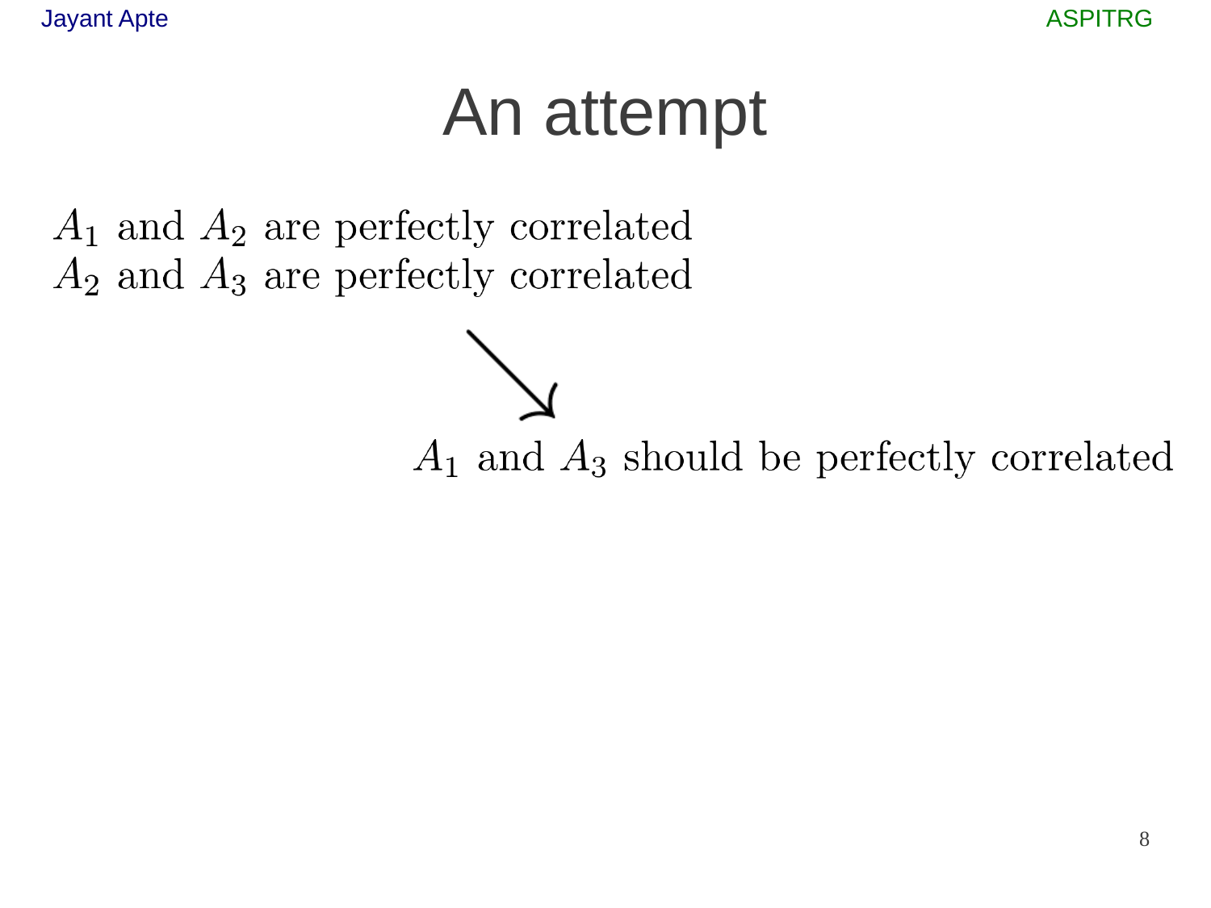# An attempt

$A_1$ and $A_2$ are perfectly correlated
$A_2$ and $A_3$ are perfectly correlated

→ $A_1$ and $A_3$ should be perfectly correlated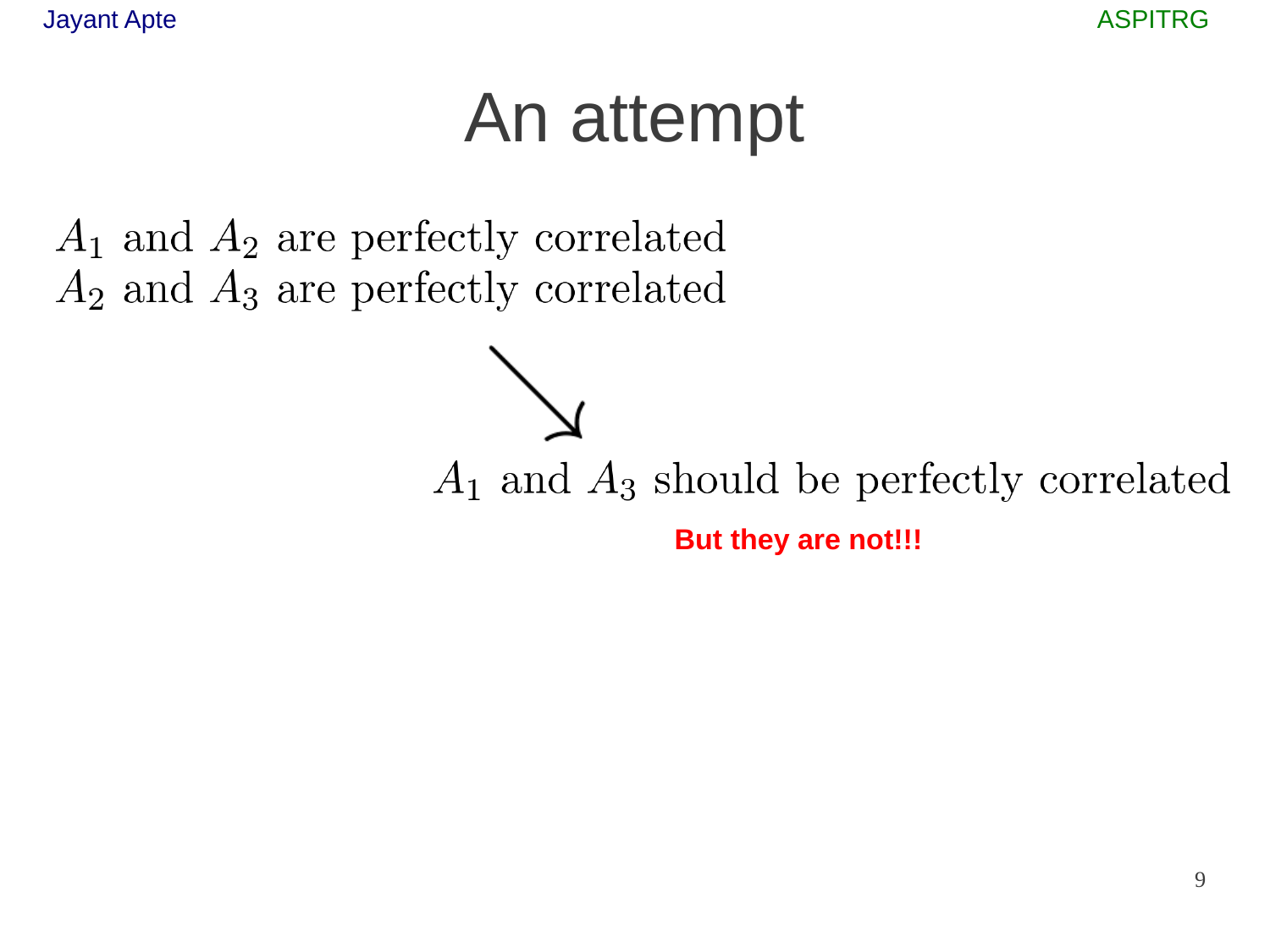# An attempt

$A_1$ and $A_2$ are perfectly correlated
$A_2$ and $A_3$ are perfectly correlated

↘

$A_1$ and $A_3$ should be perfectly correlated

**But they are not!!!**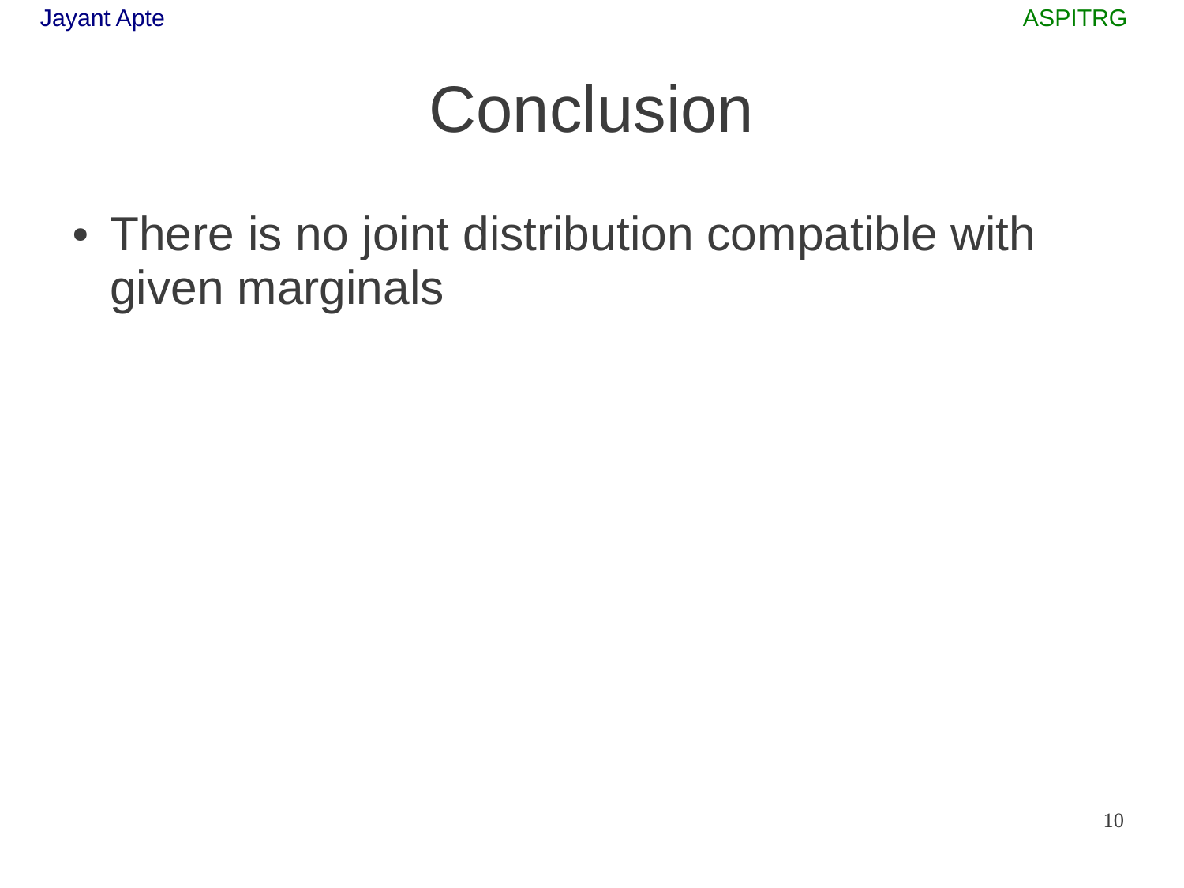# Conclusion

- There is no joint distribution compatible with given marginals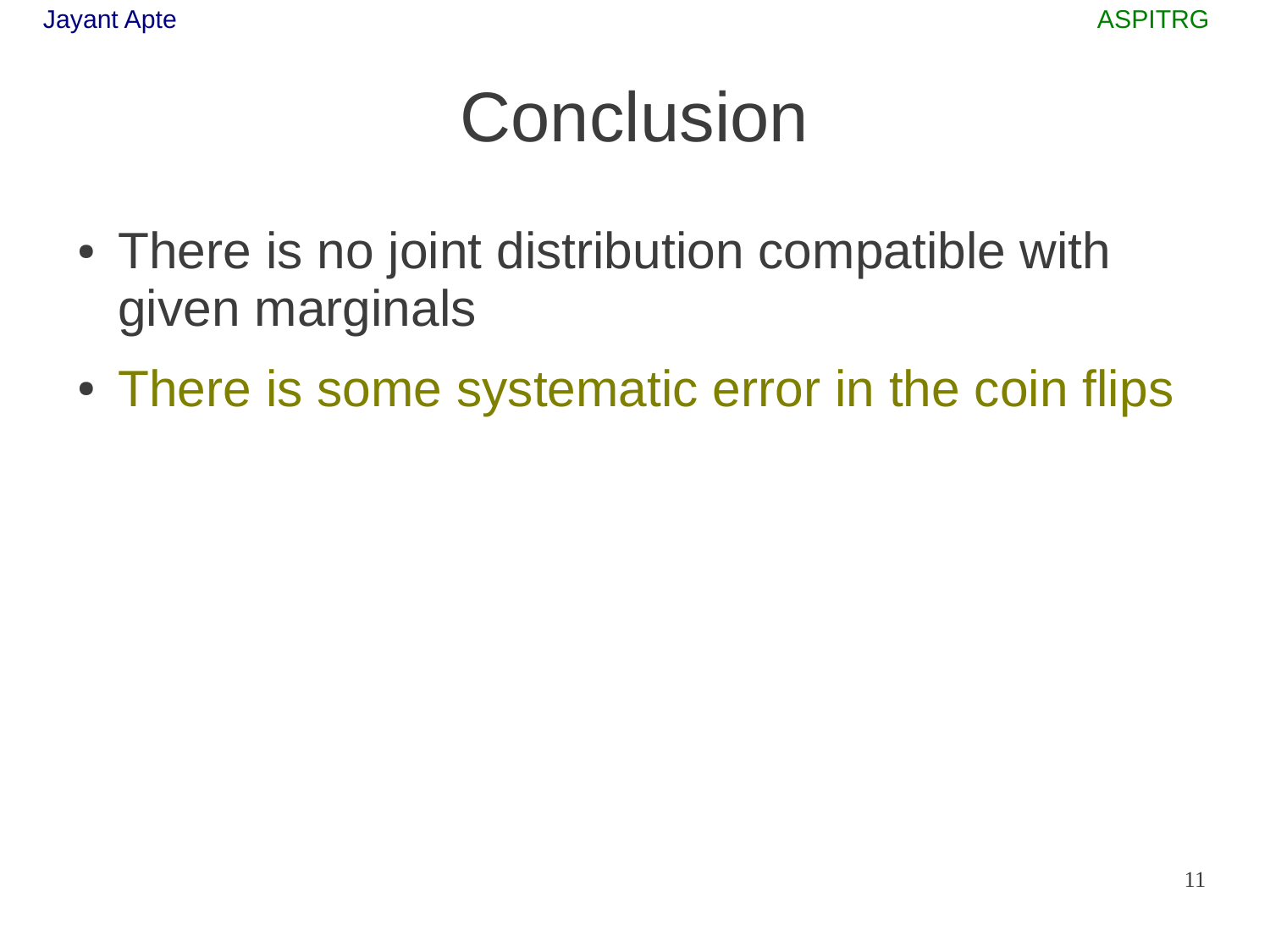# Conclusion

- There is no joint distribution compatible with given marginals
- There is some systematic error in the coin flips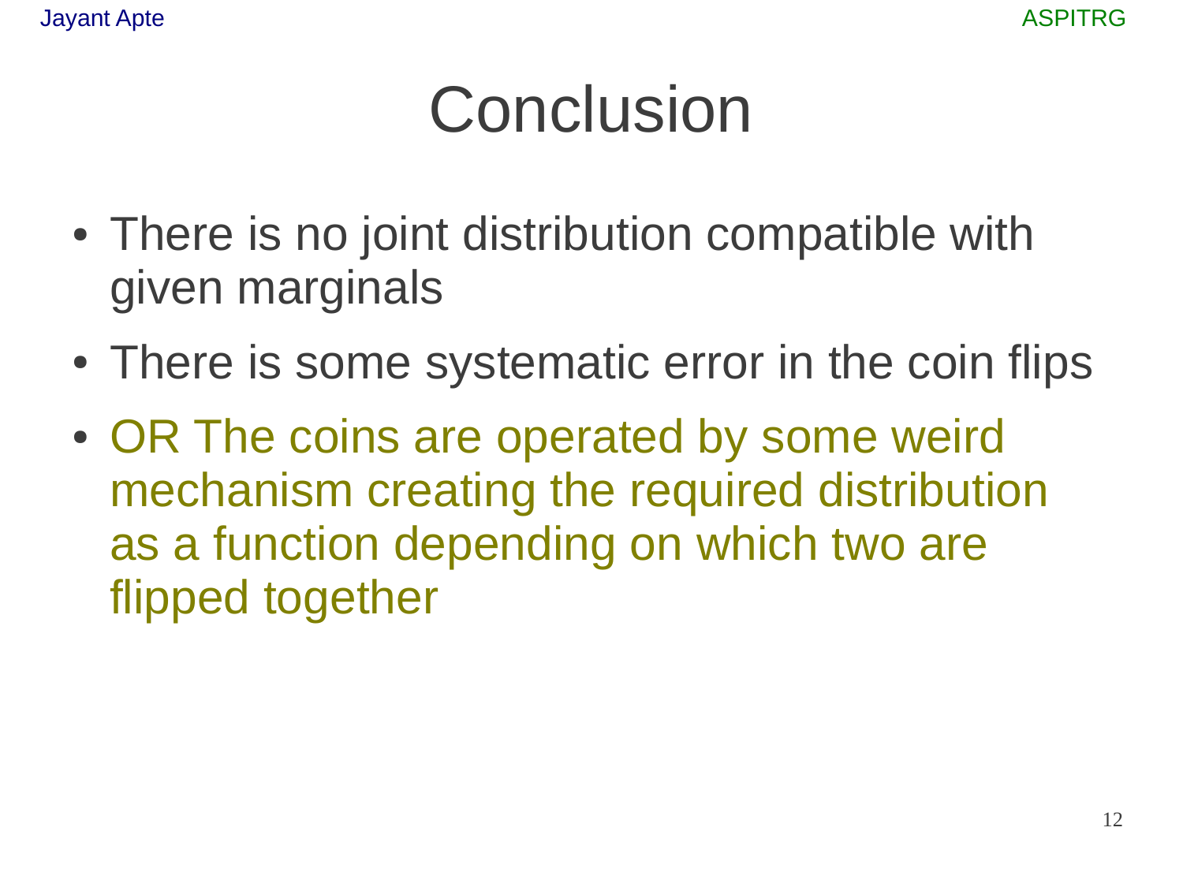# Conclusion

- There is no joint distribution compatible with given marginals
- There is some systematic error in the coin flips
- OR The coins are operated by some weird mechanism creating the required distribution as a function depending on which two are flipped together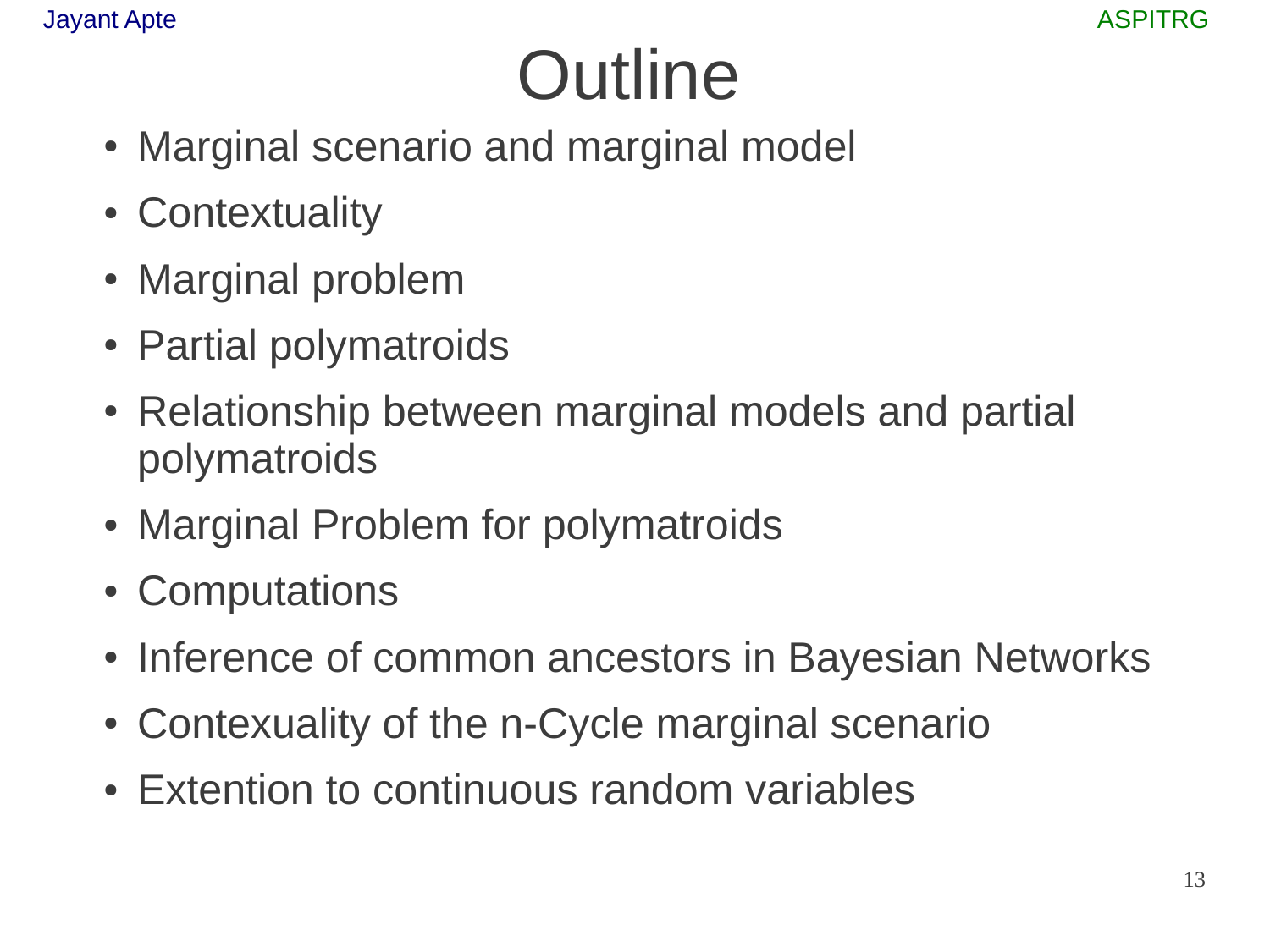# Outline

- Marginal scenario and marginal model
- Contextuality
- Marginal problem
- Partial polymatroids
- Relationship between marginal models and partial polymatroids
- Marginal Problem for polymatroids
- Computations
- Inference of common ancestors in Bayesian Networks
- Contexuality of the n-Cycle marginal scenario
- Extention to continuous random variables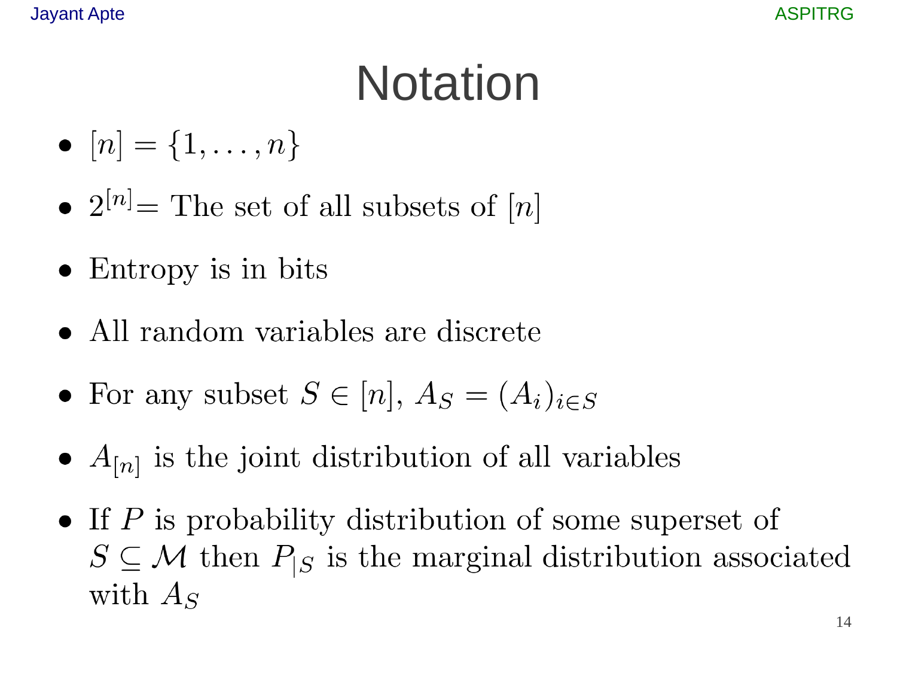# Notation

- $[n] = \{1, \ldots, n\}$
- $2^{[n]}$= The set of all subsets of $[n]$
- Entropy is in bits
- All random variables are discrete
- For any subset $S \in [n]$, $A_S = (A_i)_{i \in S}$
- $A_{[n]}$ is the joint distribution of all variables
- If $P$ is probability distribution of some superset of $S \subseteq \mathcal{M}$ then $P_{|S}$ is the marginal distribution associated with $A_S$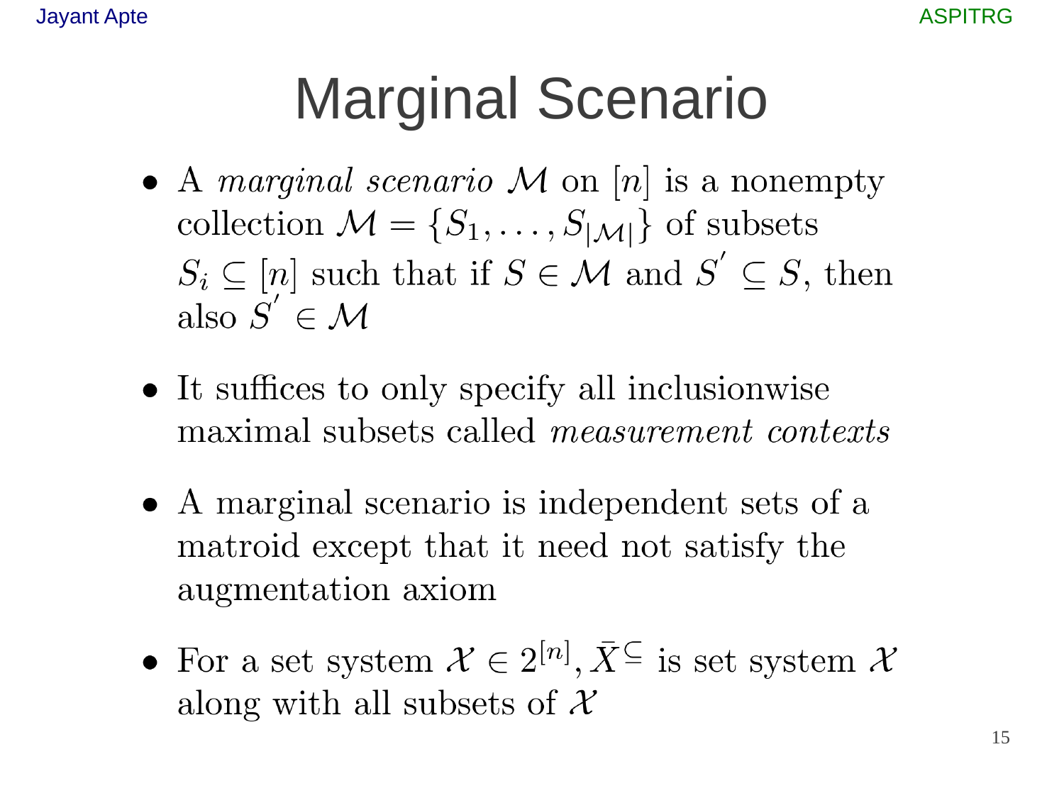# Marginal Scenario

- A *marginal scenario* $\mathcal{M}$ on $[n]$ is a nonempty collection $\mathcal{M} = \{S_1, \ldots, S_{|\mathcal{M}|}\}$ of subsets $S_i \subseteq [n]$ such that if $S \in \mathcal{M}$ and $S^{'} \subseteq S$, then also $S^{'} \in \mathcal{M}$

- It suffices to only specify all inclusionwise maximal subsets called *measurement contexts*

- A marginal scenario is independent sets of a matroid except that it need not satisfy the augmentation axiom

- For a set system $\mathcal{X} \in 2^{[n]}, \bar{X}^{\subseteq}$ is set system $\mathcal{X}$ along with all subsets of $\mathcal{X}$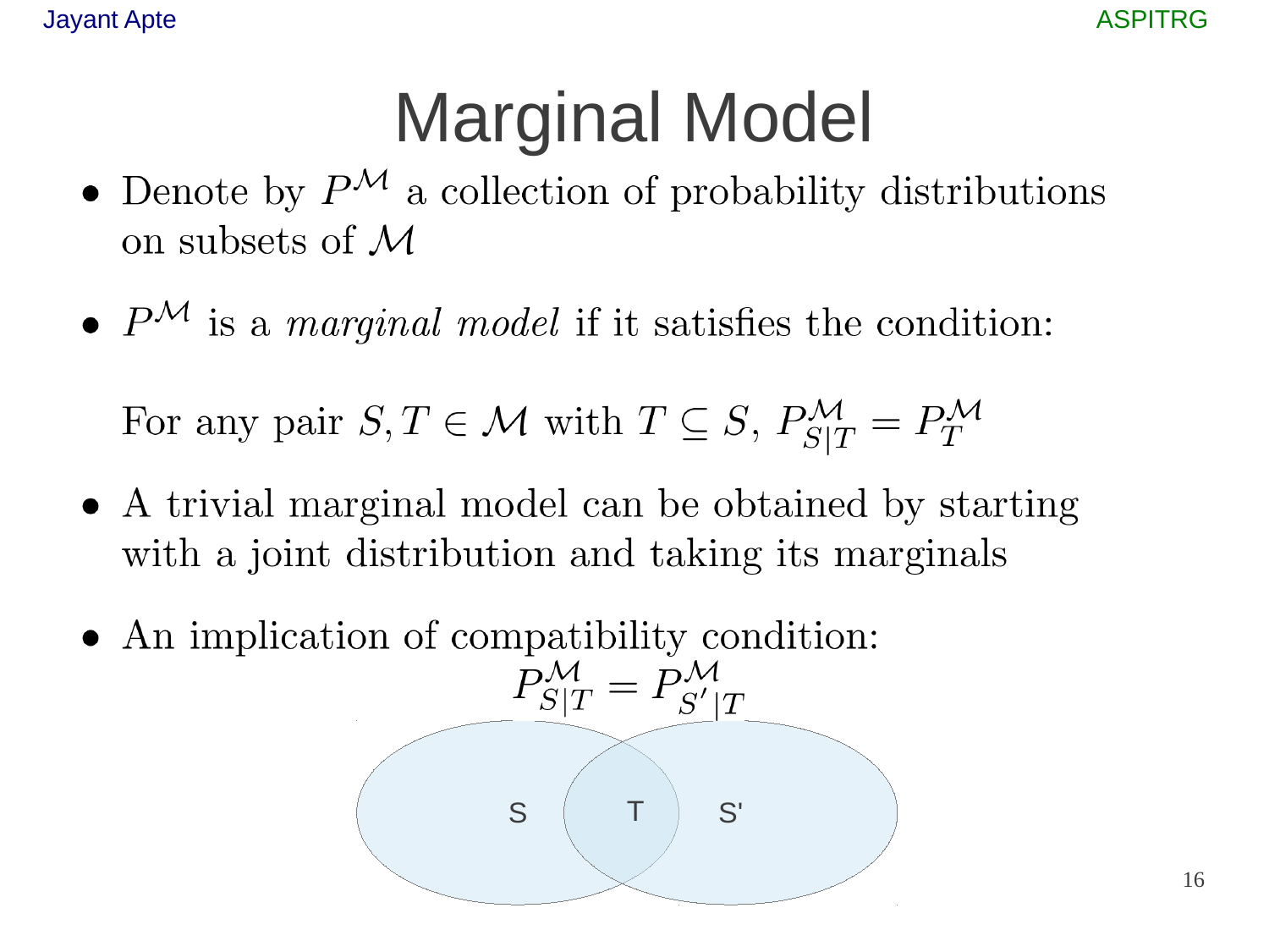# Marginal Model

- Denote by $P^{\mathcal{M}}$ a collection of probability distributions on subsets of $\mathcal{M}$

- $P^{\mathcal{M}}$ is a *marginal model* if it satisfies the condition:

  For any pair $S, T \in \mathcal{M}$ with $T \subseteq S$, $P^{\mathcal{M}}_{S|T} = P^{\mathcal{M}}_{T}$

- A trivial marginal model can be obtained by starting with a joint distribution and taking its marginals

- An implication of compatibility condition:

$$P^{\mathcal{M}}_{S|T} = P^{\mathcal{M}}_{S'|T}$$

S T S'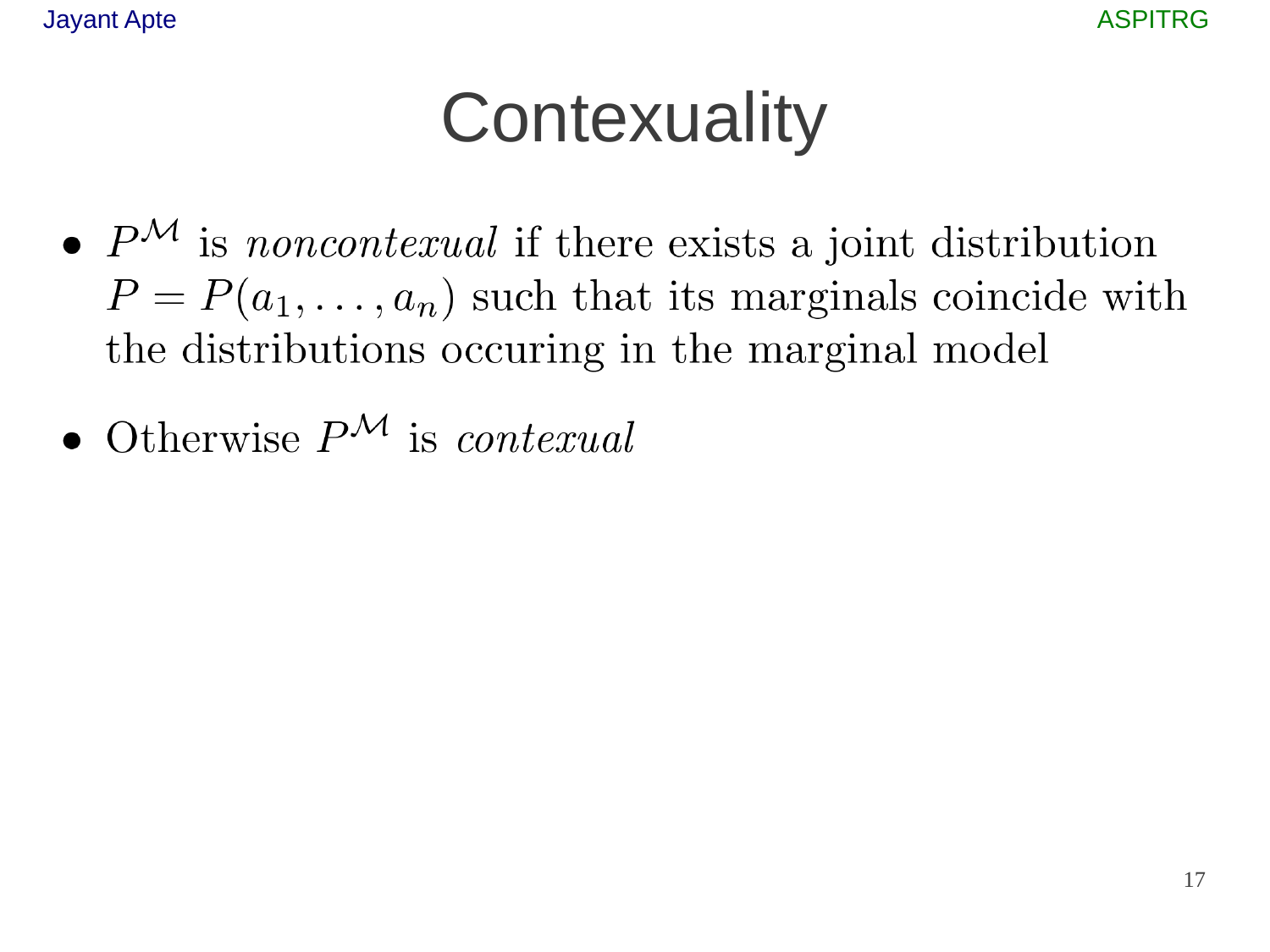# Contexuality

- $P^{\mathcal{M}}$ is *noncontexual* if there exists a joint distribution $P = P(a_1, \ldots, a_n)$ such that its marginals coincide with the distributions occuring in the marginal model
- Otherwise $P^{\mathcal{M}}$ is *contexual*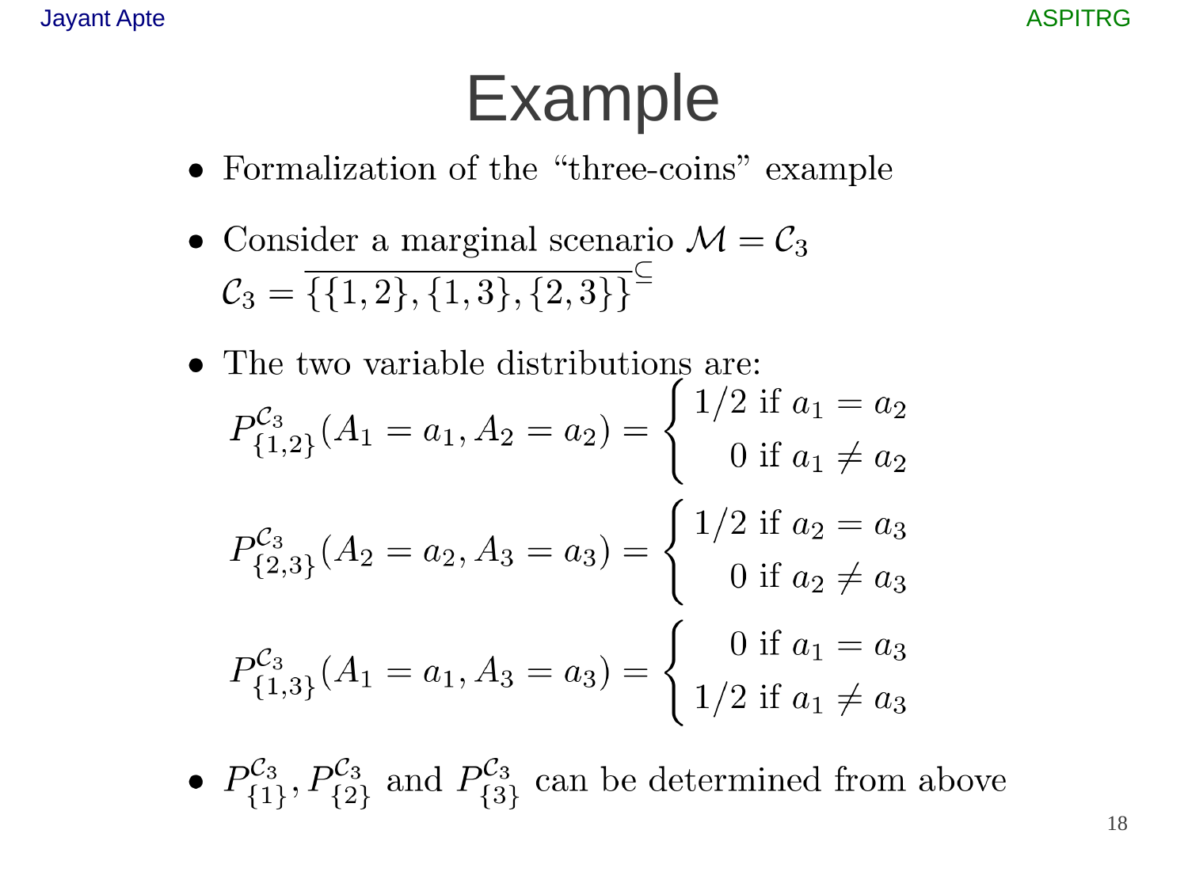# Example

- Formalization of the "three-coins" example
- Consider a marginal scenario $\mathcal{M} = \mathcal{C}_3$
  $\mathcal{C}_3 = \overline{\{\{1,2\},\{1,3\},\{2,3\}\}}^{\subseteq}$
- The two variable distributions are:

$$P^{\mathcal{C}_3}_{\{1,2\}}(A_1 = a_1, A_2 = a_2) = \begin{cases} 1/2 \text{ if } a_1 = a_2 \\ 0 \text{ if } a_1 \neq a_2 \end{cases}$$

$$P^{\mathcal{C}_3}_{\{2,3\}}(A_2 = a_2, A_3 = a_3) = \begin{cases} 1/2 \text{ if } a_2 = a_3 \\ 0 \text{ if } a_2 \neq a_3 \end{cases}$$

$$P^{\mathcal{C}_3}_{\{1,3\}}(A_1 = a_1, A_3 = a_3) = \begin{cases} 0 \text{ if } a_1 = a_3 \\ 1/2 \text{ if } a_1 \neq a_3 \end{cases}$$

- $P^{\mathcal{C}_3}_{\{1\}}, P^{\mathcal{C}_3}_{\{2\}}$ and $P^{\mathcal{C}_3}_{\{3\}}$ can be determined from above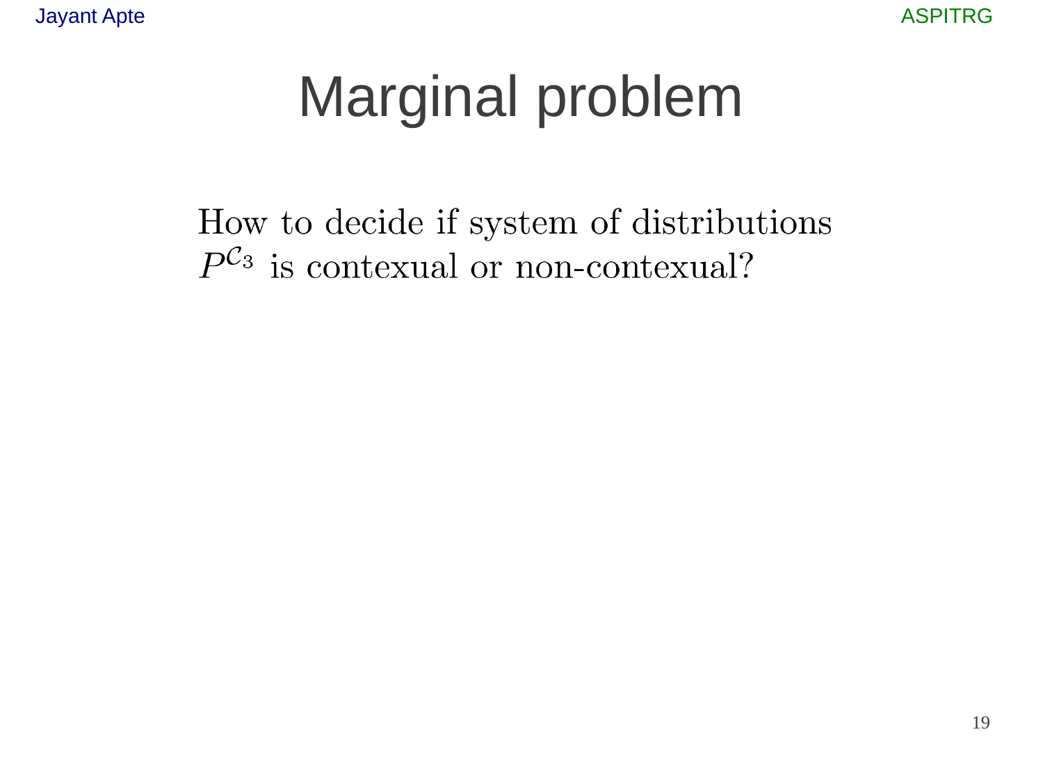# Marginal problem

How to decide if system of distributions $P^{\mathcal{C}_3}$ is contexual or non-contexual?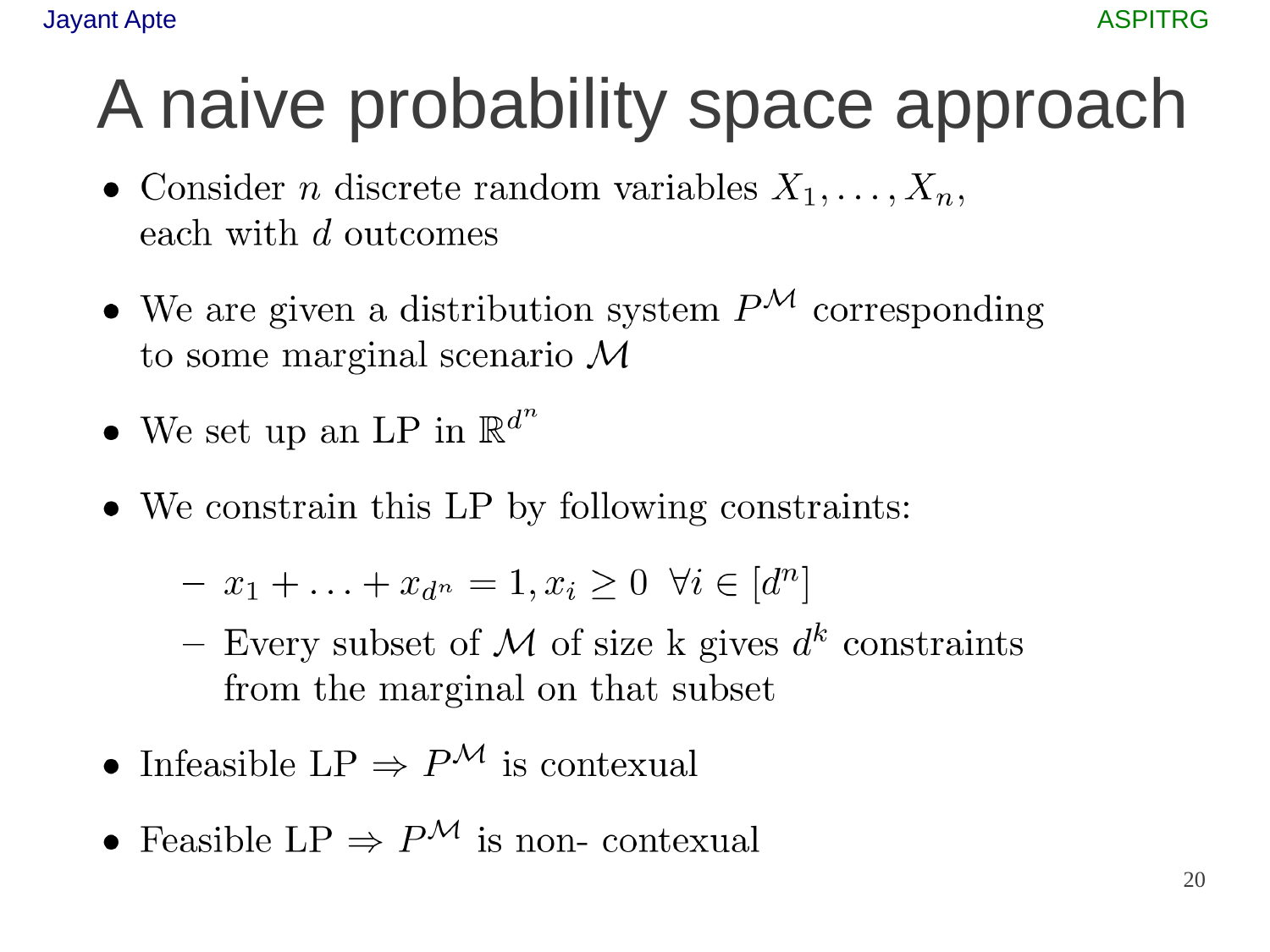# A naive probability space approach

- Consider $n$ discrete random variables $X_1, \ldots, X_n$, each with $d$ outcomes
- We are given a distribution system $P^{\mathcal{M}}$ corresponding to some marginal scenario $\mathcal{M}$
- We set up an LP in $\mathbb{R}^{d^n}$
- We constrain this LP by following constraints:
  - $x_1 + \ldots + x_{d^n} = 1, x_i \geq 0 \ \ \forall i \in [d^n]$
  - Every subset of $\mathcal{M}$ of size k gives $d^k$ constraints from the marginal on that subset
- Infeasible LP $\Rightarrow$ $P^{\mathcal{M}}$ is contexual
- Feasible LP $\Rightarrow$ $P^{\mathcal{M}}$ is non- contexual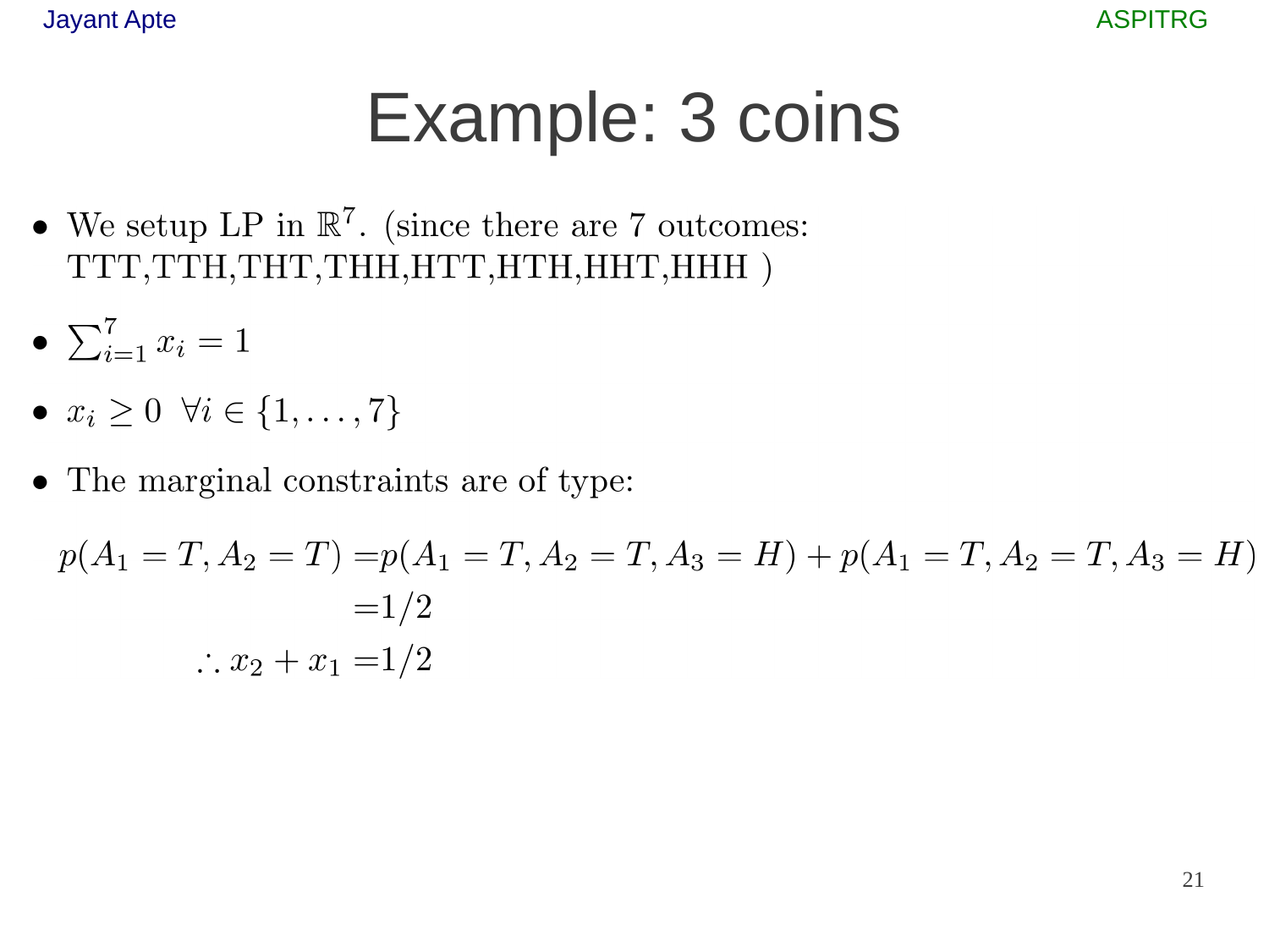# Example: 3 coins

- We setup LP in $\mathbb{R}^7$. (since there are 7 outcomes: TTT,TTH,THT,THH,HTT,HTH,HHT,HHH )
- $\sum_{i=1}^{7} x_i = 1$
- $x_i \geq 0 \;\; \forall i \in \{1, \ldots, 7\}$
- The marginal constraints are of type:

$$
\begin{aligned}
p(A_1 = T, A_2 = T) =& p(A_1 = T, A_2 = T, A_3 = H) + p(A_1 = T, A_2 = T, A_3 = H) \\
=& 1/2 \\
\therefore x_2 + x_1 =& 1/2
\end{aligned}
$$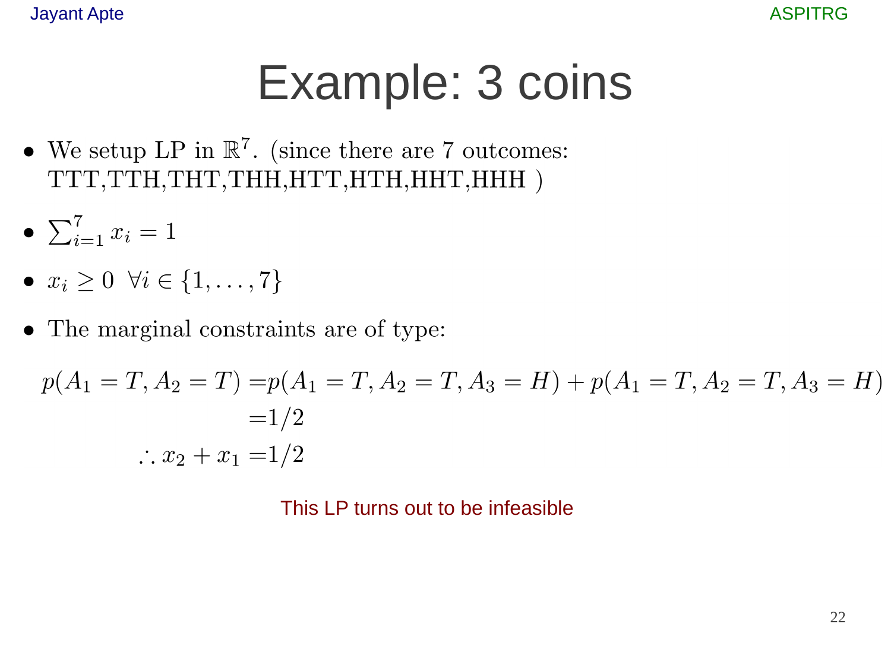# Example: 3 coins

- We setup LP in $\mathbb{R}^7$. (since there are 7 outcomes: TTT,TTH,THT,THH,HTT,HTH,HHT,HHH )
- $\sum_{i=1}^{7} x_i = 1$
- $x_i \geq 0 \;\; \forall i \in \{1, \ldots, 7\}$
- The marginal constraints are of type:

$$
\begin{aligned}
p(A_1 = T, A_2 = T) =& p(A_1 = T, A_2 = T, A_3 = H) + p(A_1 = T, A_2 = T, A_3 = H) \\
=& 1/2 \\
\therefore x_2 + x_1 =& 1/2
\end{aligned}
$$

This LP turns out to be infeasible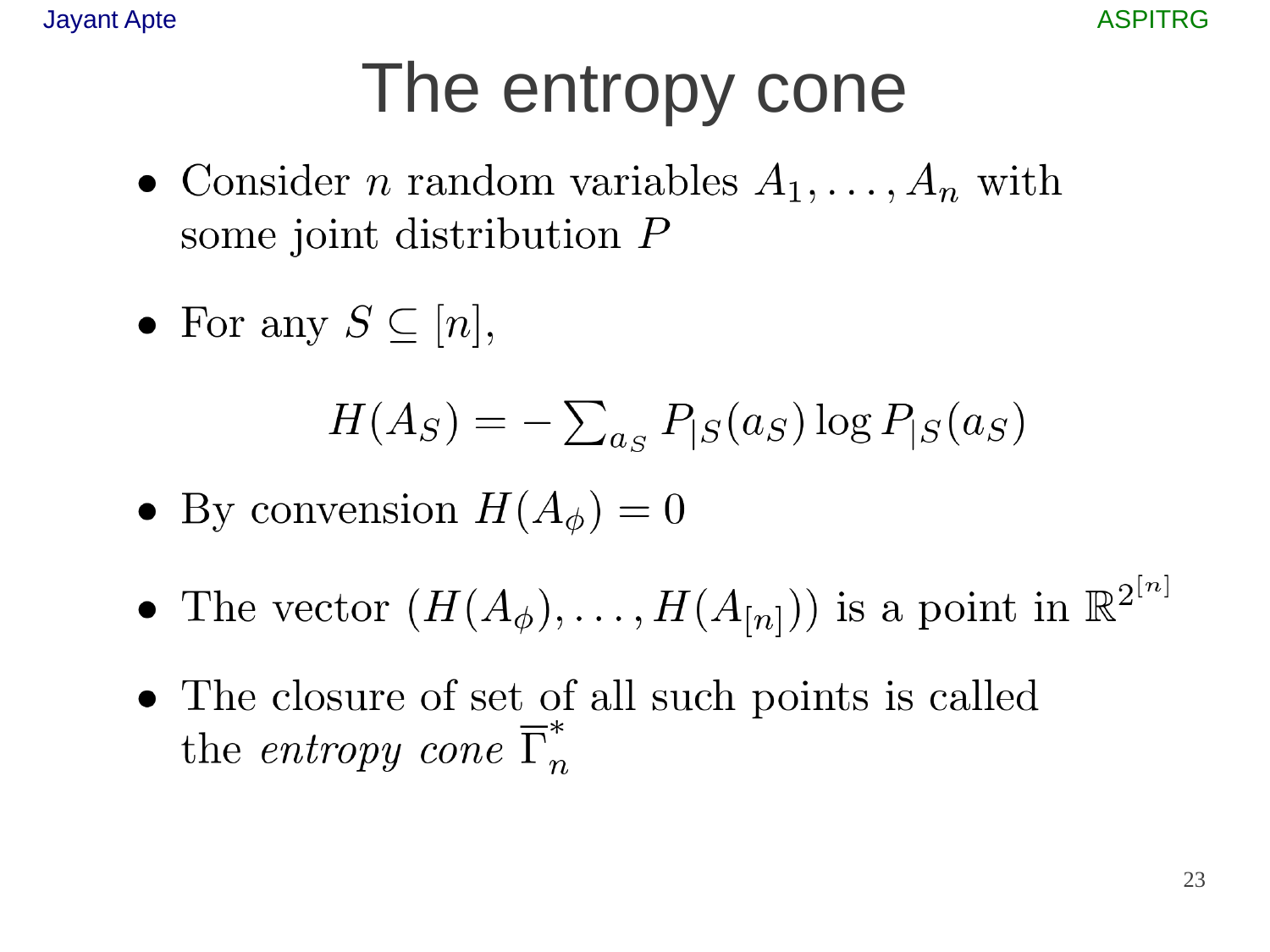# The entropy cone

- Consider $n$ random variables $A_1, \ldots, A_n$ with some joint distribution $P$
- For any $S \subseteq [n]$,

$$H(A_S) = -\sum_{a_S} P_{|S}(a_S) \log P_{|S}(a_S)$$

- By convension $H(A_\phi) = 0$
- The vector $(H(A_\phi), \ldots, H(A_{[n]}))$ is a point in $\mathbb{R}^{2^{[n]}}$
- The closure of set of all such points is called the *entropy cone* $\overline{\Gamma}^*_n$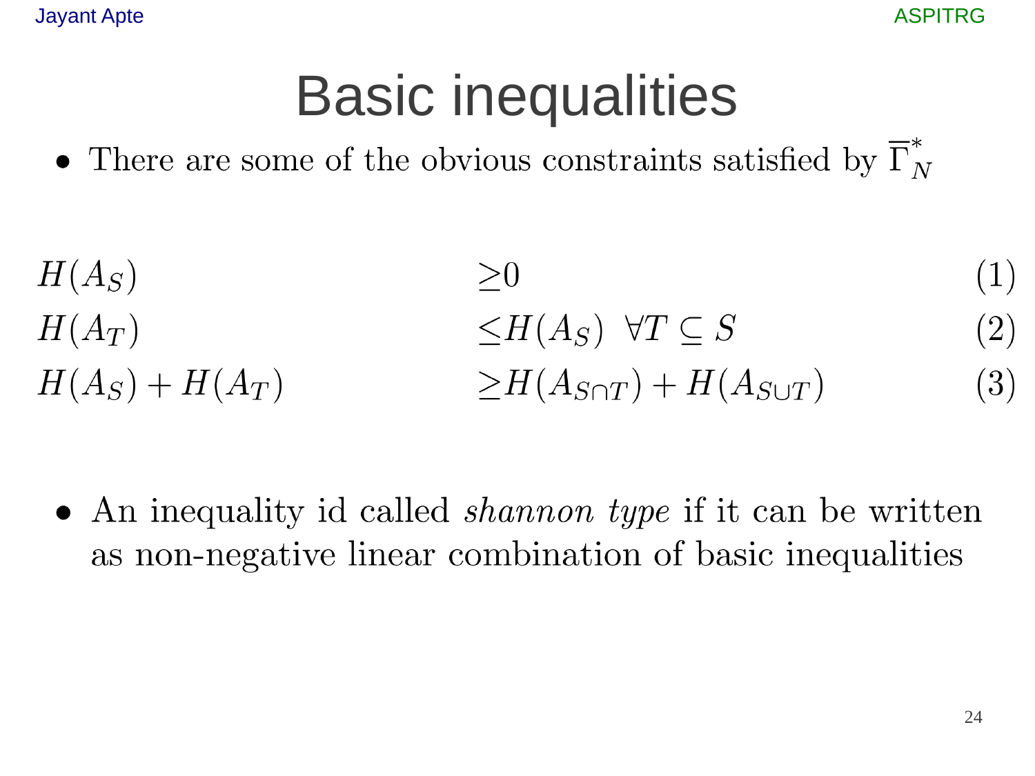# Basic inequalities

- There are some of the obvious constraints satisfied by $\overline{\Gamma}_N^*$

$$
\begin{aligned}
H(A_S) &\geq 0 & (1)\\
H(A_T) &\leq H(A_S) \;\; \forall T \subseteq S & (2)\\
H(A_S) + H(A_T) &\geq H(A_{S\cap T}) + H(A_{S\cup T}) & (3)
\end{aligned}
$$

- An inequality id called *shannon type* if it can be written as non-negative linear combination of basic inequalities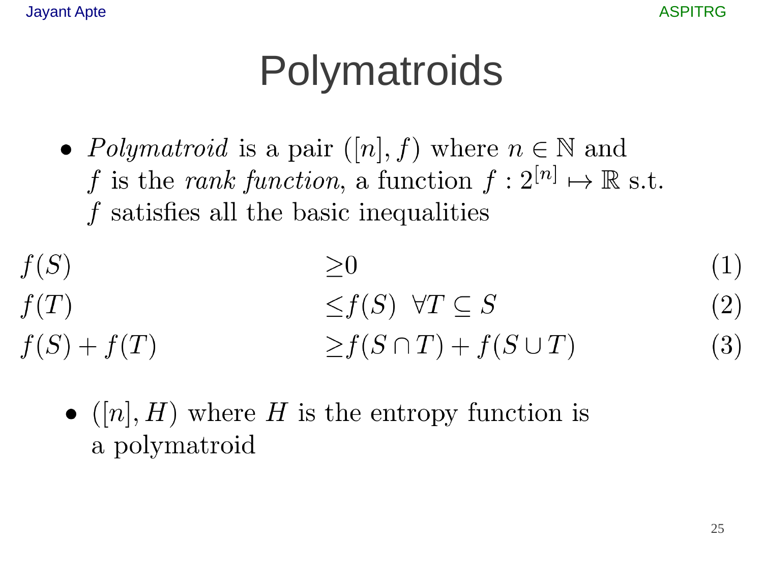# Polymatroids

- *Polymatroid* is a pair $([n], f)$ where $n \in \mathbb{N}$ and $f$ is the *rank function*, a function $f : 2^{[n]} \mapsto \mathbb{R}$ s.t. $f$ satisfies all the basic inequalities

$$f(S) \geq 0 \tag{1}$$

$$f(T) \leq f(S) \;\; \forall T \subseteq S \tag{2}$$

$$f(S) + f(T) \geq f(S \cap T) + f(S \cup T) \tag{3}$$

- $([n], H)$ where $H$ is the entropy function is a polymatroid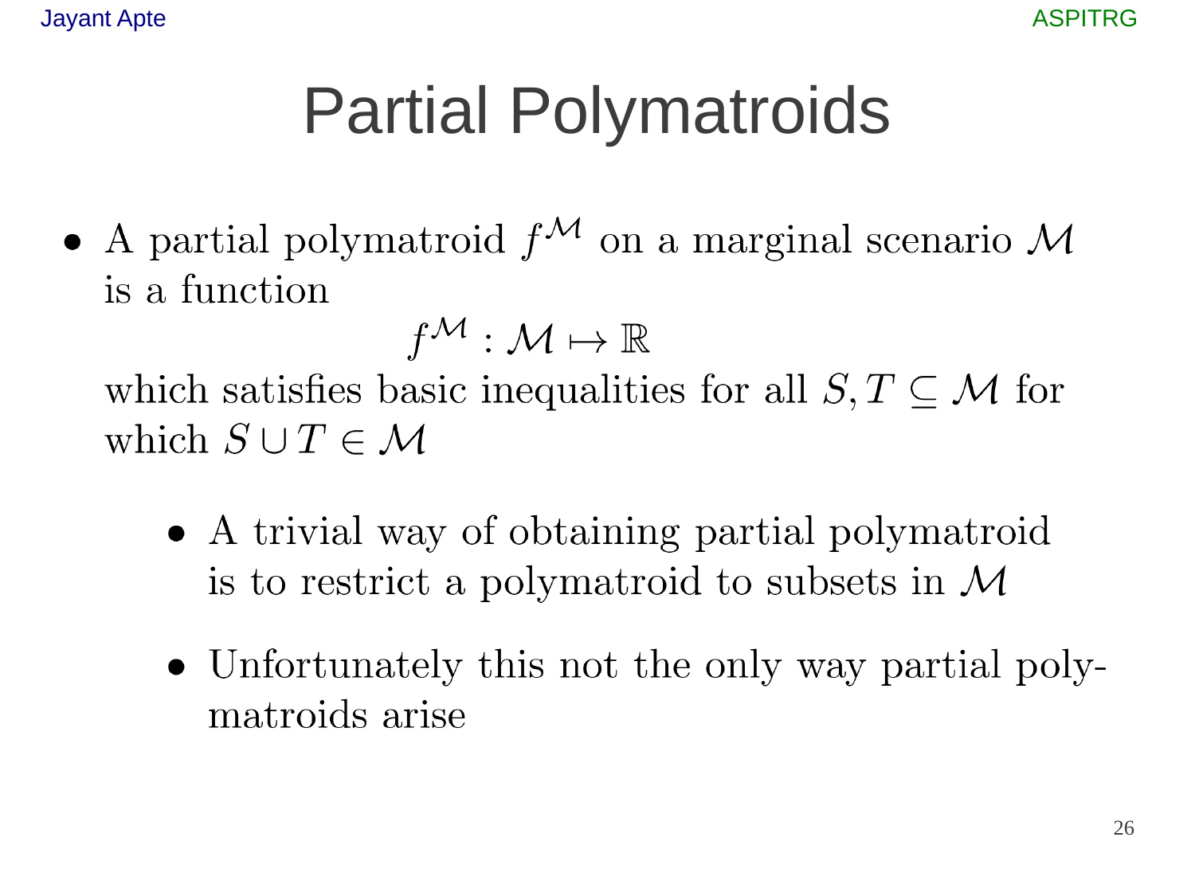# Partial Polymatroids

- A partial polymatroid $f^{\mathcal{M}}$ on a marginal scenario $\mathcal{M}$ is a function

$$f^{\mathcal{M}} : \mathcal{M} \mapsto \mathbb{R}$$

  which satisfies basic inequalities for all $S, T \subseteq \mathcal{M}$ for which $S \cup T \in \mathcal{M}$

  - A trivial way of obtaining partial polymatroid is to restrict a polymatroid to subsets in $\mathcal{M}$

  - Unfortunately this not the only way partial polymatroids arise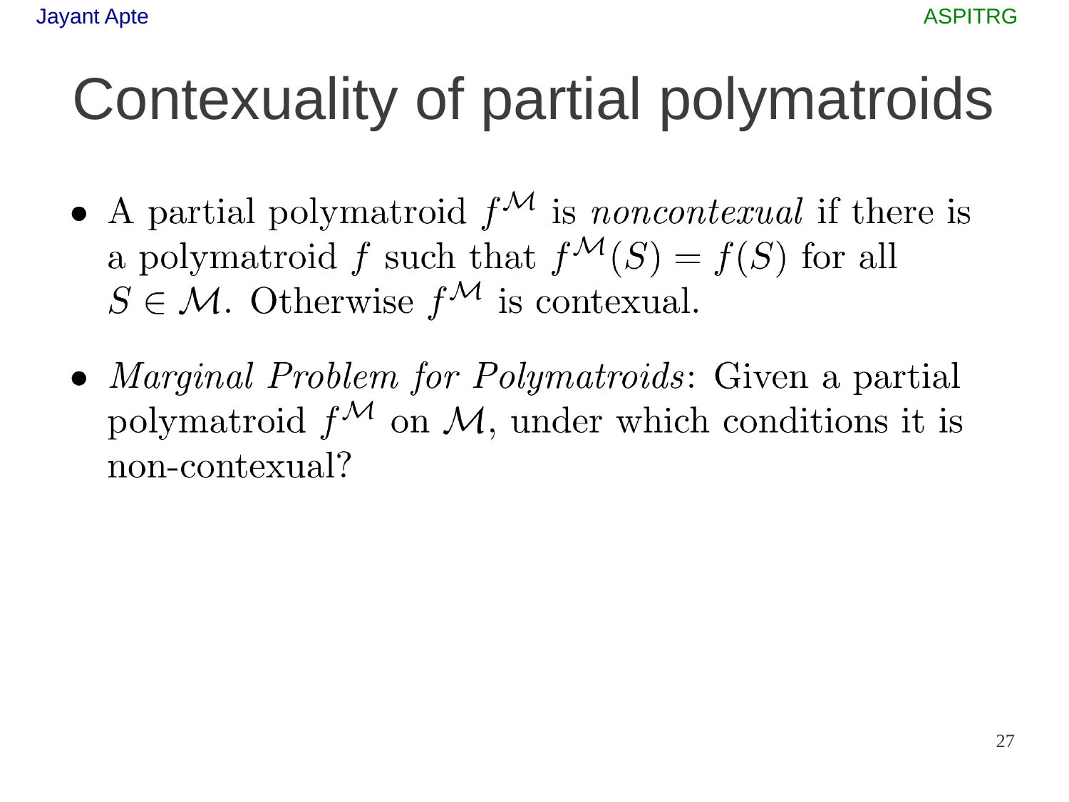# Contexuality of partial polymatroids

- A partial polymatroid $f^{\mathcal{M}}$ is *noncontexual* if there is a polymatroid $f$ such that $f^{\mathcal{M}}(S) = f(S)$ for all $S \in \mathcal{M}$. Otherwise $f^{\mathcal{M}}$ is contexual.

- *Marginal Problem for Polymatroids*: Given a partial polymatroid $f^{\mathcal{M}}$ on $\mathcal{M}$, under which conditions it is non-contexual?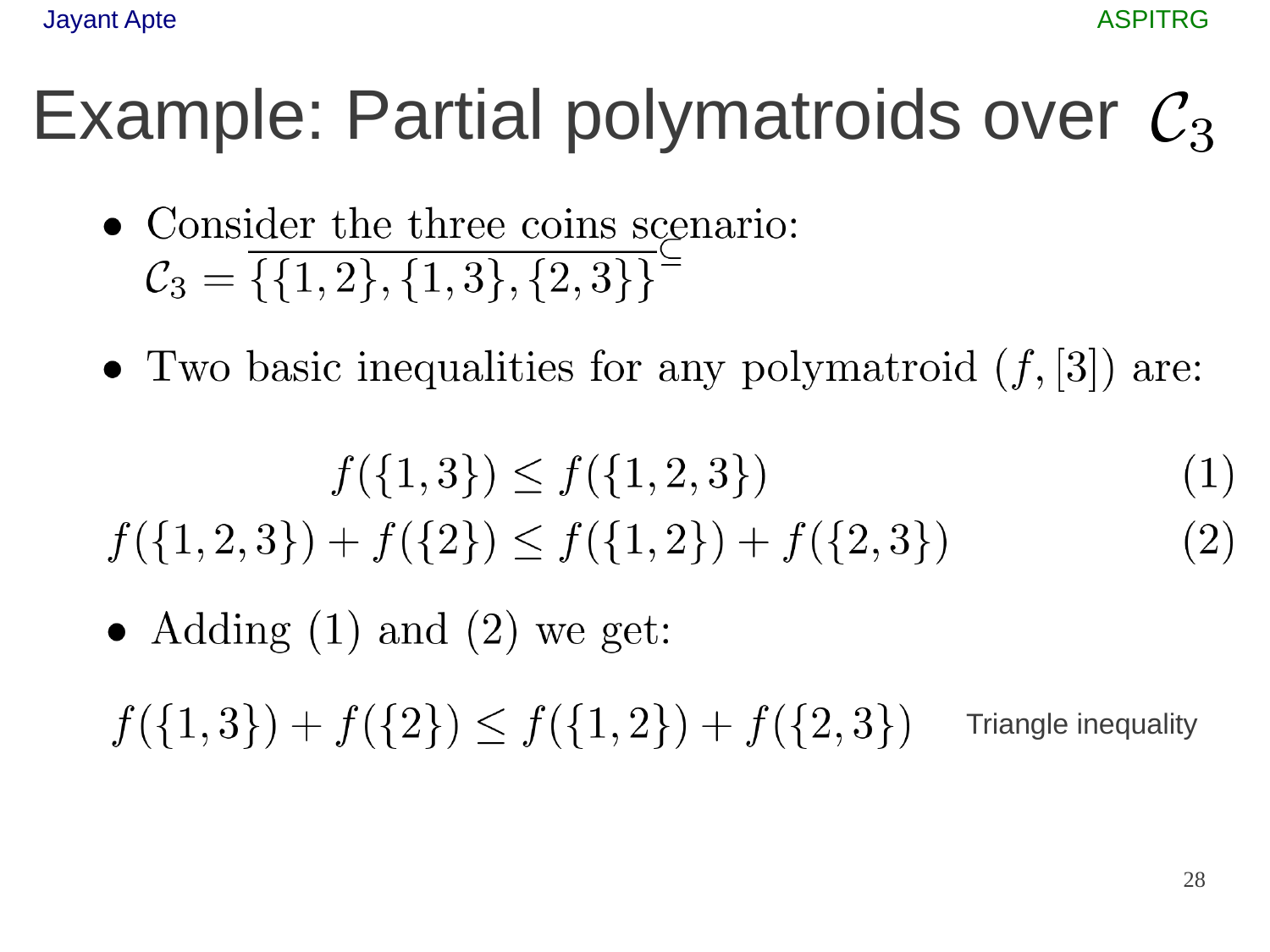# Example: Partial polymatroids over $\mathcal{C}_3$

- Consider the three coins scenario: $\mathcal{C}_3 = \overline{\{\{1,2\},\{1,3\},\{2,3\}\}}^{\subseteq}$
- Two basic inequalities for any polymatroid $(f, [3])$ are:

$$f(\{1,3\}) \leq f(\{1,2,3\}) \quad (1)$$

$$f(\{1,2,3\}) + f(\{2\}) \leq f(\{1,2\}) + f(\{2,3\}) \quad (2)$$

- Adding (1) and (2) we get:

$$f(\{1,3\}) + f(\{2\}) \leq f(\{1,2\}) + f(\{2,3\})$$

Triangle inequality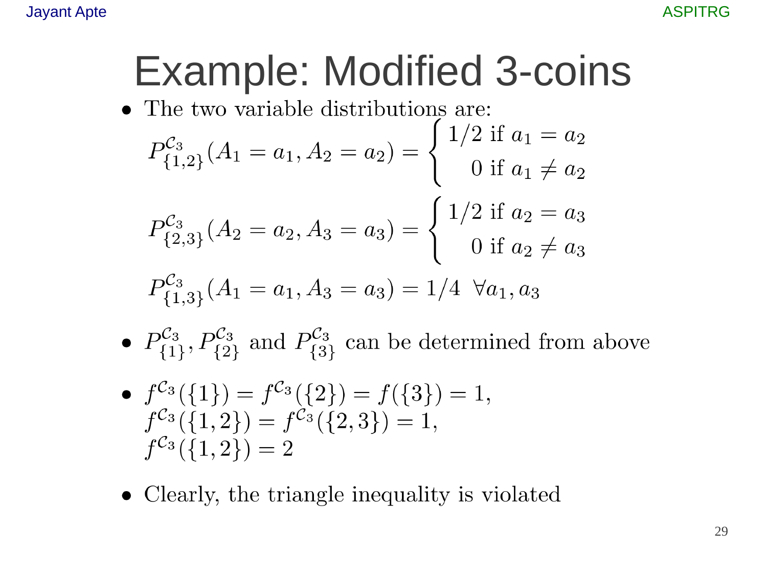# Example: Modified 3-coins

- The two variable distributions are:

$$P^{\mathcal{C}_3}_{\{1,2\}}(A_1 = a_1, A_2 = a_2) = \begin{cases} 1/2 \text{ if } a_1 = a_2 \\ 0 \text{ if } a_1 \neq a_2 \end{cases}$$

$$P^{\mathcal{C}_3}_{\{2,3\}}(A_2 = a_2, A_3 = a_3) = \begin{cases} 1/2 \text{ if } a_2 = a_3 \\ 0 \text{ if } a_2 \neq a_3 \end{cases}$$

$$P^{\mathcal{C}_3}_{\{1,3\}}(A_1 = a_1, A_3 = a_3) = 1/4 \;\; \forall a_1, a_3$$

- $P^{\mathcal{C}_3}_{\{1\}}, P^{\mathcal{C}_3}_{\{2\}}$ and $P^{\mathcal{C}_3}_{\{3\}}$ can be determined from above

- $f^{\mathcal{C}_3}(\{1\}) = f^{\mathcal{C}_3}(\{2\}) = f(\{3\}) = 1,$
  $f^{\mathcal{C}_3}(\{1,2\}) = f^{\mathcal{C}_3}(\{2,3\}) = 1,$
  $f^{\mathcal{C}_3}(\{1,2\}) = 2$

- Clearly, the triangle inequality is violated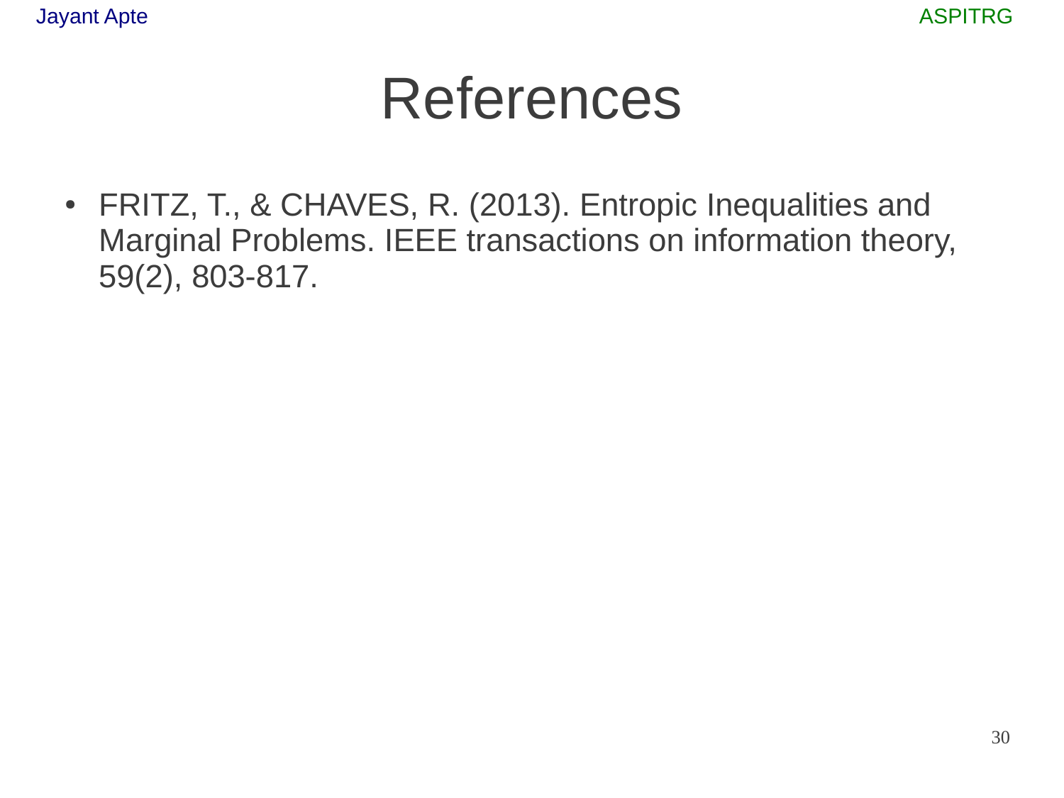# References

- FRITZ, T., & CHAVES, R. (2013). Entropic Inequalities and Marginal Problems. IEEE transactions on information theory, 59(2), 803-817.